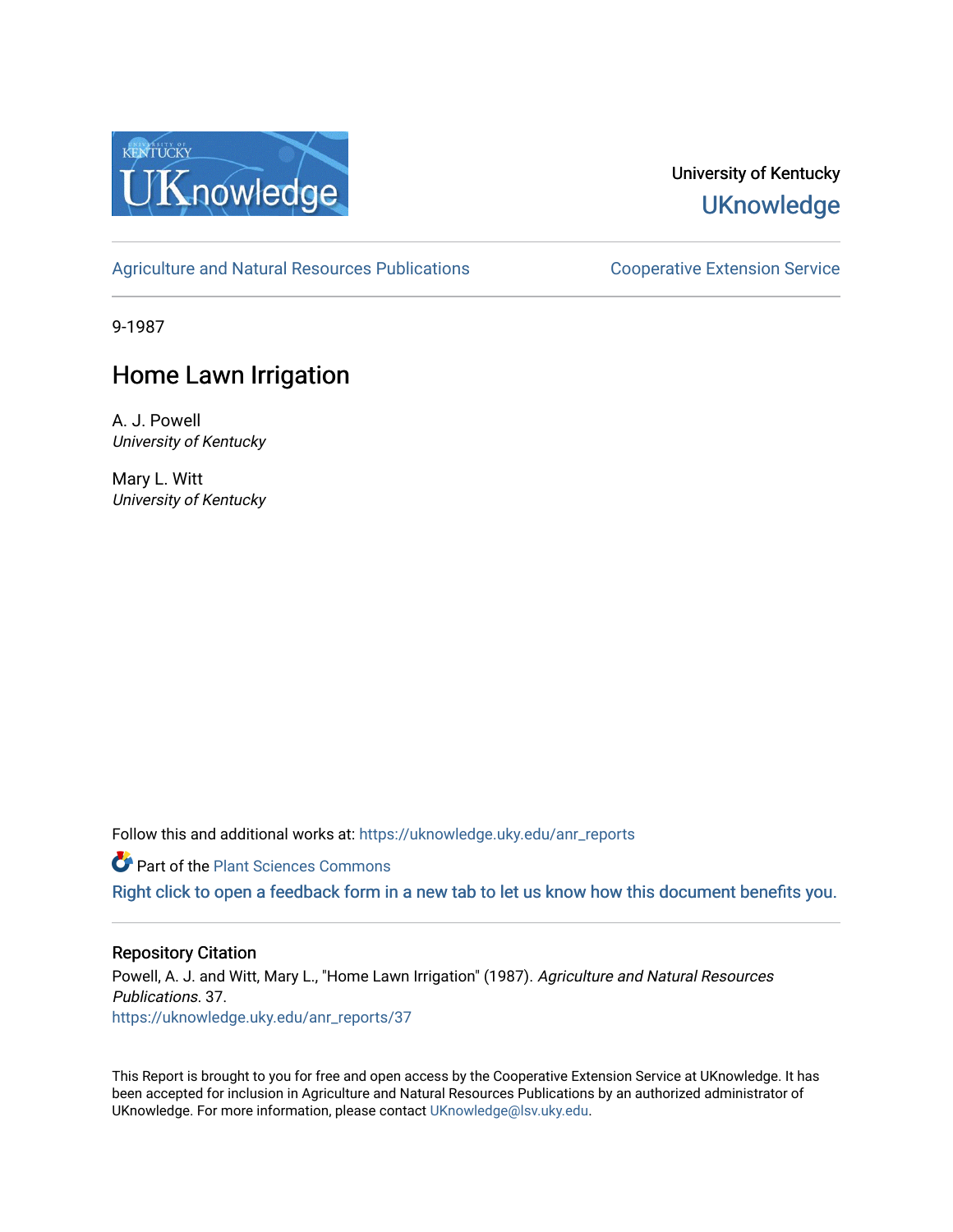University of Kentucky

UKnowledge

Agriculture and Natural Resources Publications

Cooperative Extension Service

9-1987

# Home Lawn Irrigation

A. J. Powell
*University of Kentucky*

Mary L. Witt
*University of Kentucky*

Follow this and additional works at: https://uknowledge.uky.edu/anr_reports

Part of the Plant Sciences Commons

Right click to open a feedback form in a new tab to let us know how this document benefits you.

## Repository Citation

Powell, A. J. and Witt, Mary L., "Home Lawn Irrigation" (1987). *Agriculture and Natural Resources Publications*. 37.
https://uknowledge.uky.edu/anr_reports/37

This Report is brought to you for free and open access by the Cooperative Extension Service at UKnowledge. It has been accepted for inclusion in Agriculture and Natural Resources Publications by an authorized administrator of UKnowledge. For more information, please contact UKnowledge@lsv.uky.edu.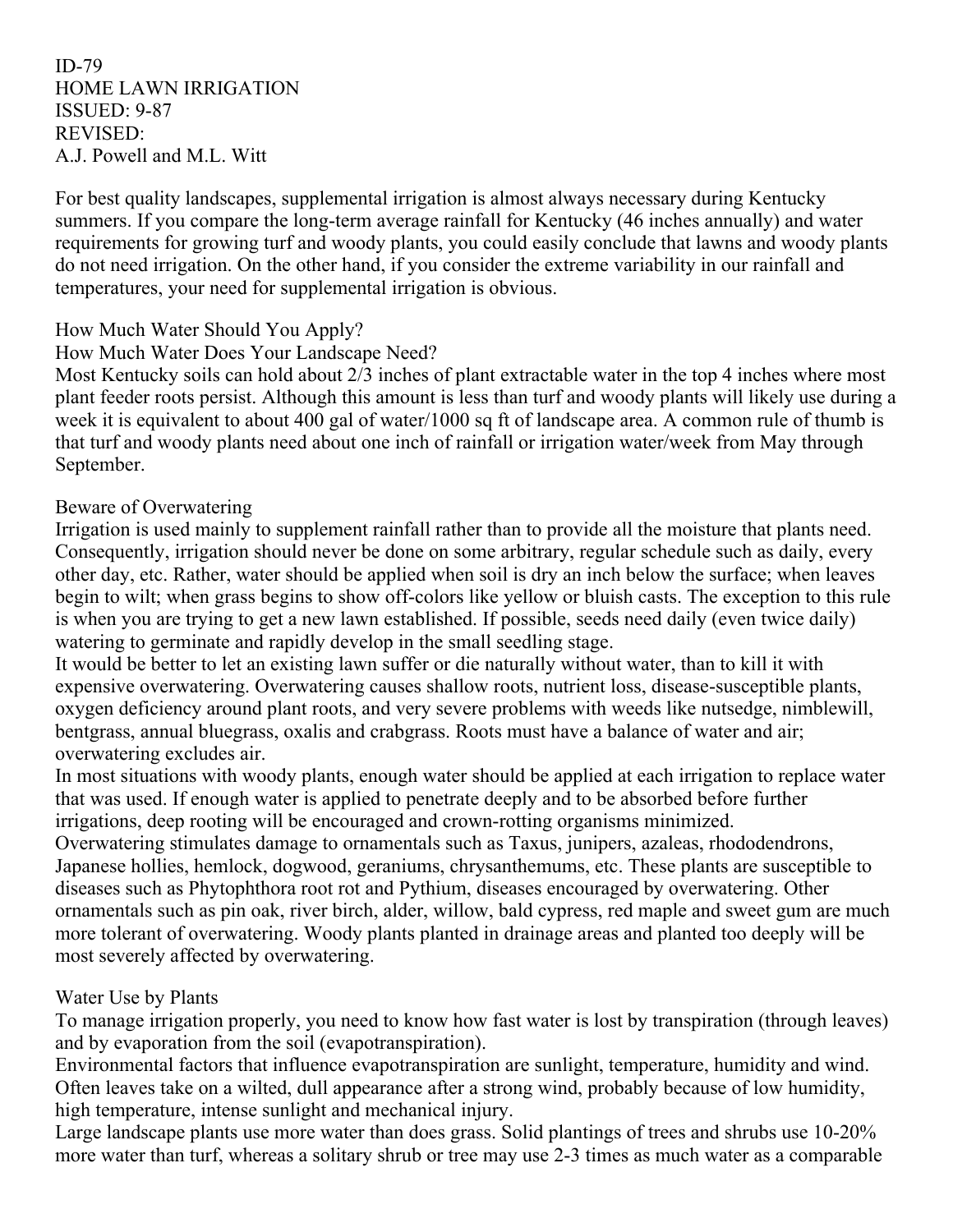ID-79
HOME LAWN IRRIGATION
ISSUED: 9-87
REVISED:
A.J. Powell and M.L. Witt

For best quality landscapes, supplemental irrigation is almost always necessary during Kentucky summers. If you compare the long-term average rainfall for Kentucky (46 inches annually) and water requirements for growing turf and woody plants, you could easily conclude that lawns and woody plants do not need irrigation. On the other hand, if you consider the extreme variability in our rainfall and temperatures, your need for supplemental irrigation is obvious.

## How Much Water Should You Apply?

### How Much Water Does Your Landscape Need?

Most Kentucky soils can hold about 2/3 inches of plant extractable water in the top 4 inches where most plant feeder roots persist. Although this amount is less than turf and woody plants will likely use during a week it is equivalent to about 400 gal of water/1000 sq ft of landscape area. A common rule of thumb is that turf and woody plants need about one inch of rainfall or irrigation water/week from May through September.

### Beware of Overwatering

Irrigation is used mainly to supplement rainfall rather than to provide all the moisture that plants need. Consequently, irrigation should never be done on some arbitrary, regular schedule such as daily, every other day, etc. Rather, water should be applied when soil is dry an inch below the surface; when leaves begin to wilt; when grass begins to show off-colors like yellow or bluish casts. The exception to this rule is when you are trying to get a new lawn established. If possible, seeds need daily (even twice daily) watering to germinate and rapidly develop in the small seedling stage.

It would be better to let an existing lawn suffer or die naturally without water, than to kill it with expensive overwatering. Overwatering causes shallow roots, nutrient loss, disease-susceptible plants, oxygen deficiency around plant roots, and very severe problems with weeds like nutsedge, nimblewill, bentgrass, annual bluegrass, oxalis and crabgrass. Roots must have a balance of water and air; overwatering excludes air.

In most situations with woody plants, enough water should be applied at each irrigation to replace water that was used. If enough water is applied to penetrate deeply and to be absorbed before further irrigations, deep rooting will be encouraged and crown-rotting organisms minimized.

Overwatering stimulates damage to ornamentals such as Taxus, junipers, azaleas, rhododendrons, Japanese hollies, hemlock, dogwood, geraniums, chrysanthemums, etc. These plants are susceptible to diseases such as Phytophthora root rot and Pythium, diseases encouraged by overwatering. Other ornamentals such as pin oak, river birch, alder, willow, bald cypress, red maple and sweet gum are much more tolerant of overwatering. Woody plants planted in drainage areas and planted too deeply will be most severely affected by overwatering.

### Water Use by Plants

To manage irrigation properly, you need to know how fast water is lost by transpiration (through leaves) and by evaporation from the soil (evapotranspiration).

Environmental factors that influence evapotranspiration are sunlight, temperature, humidity and wind. Often leaves take on a wilted, dull appearance after a strong wind, probably because of low humidity, high temperature, intense sunlight and mechanical injury.

Large landscape plants use more water than does grass. Solid plantings of trees and shrubs use 10-20% more water than turf, whereas a solitary shrub or tree may use 2-3 times as much water as a comparable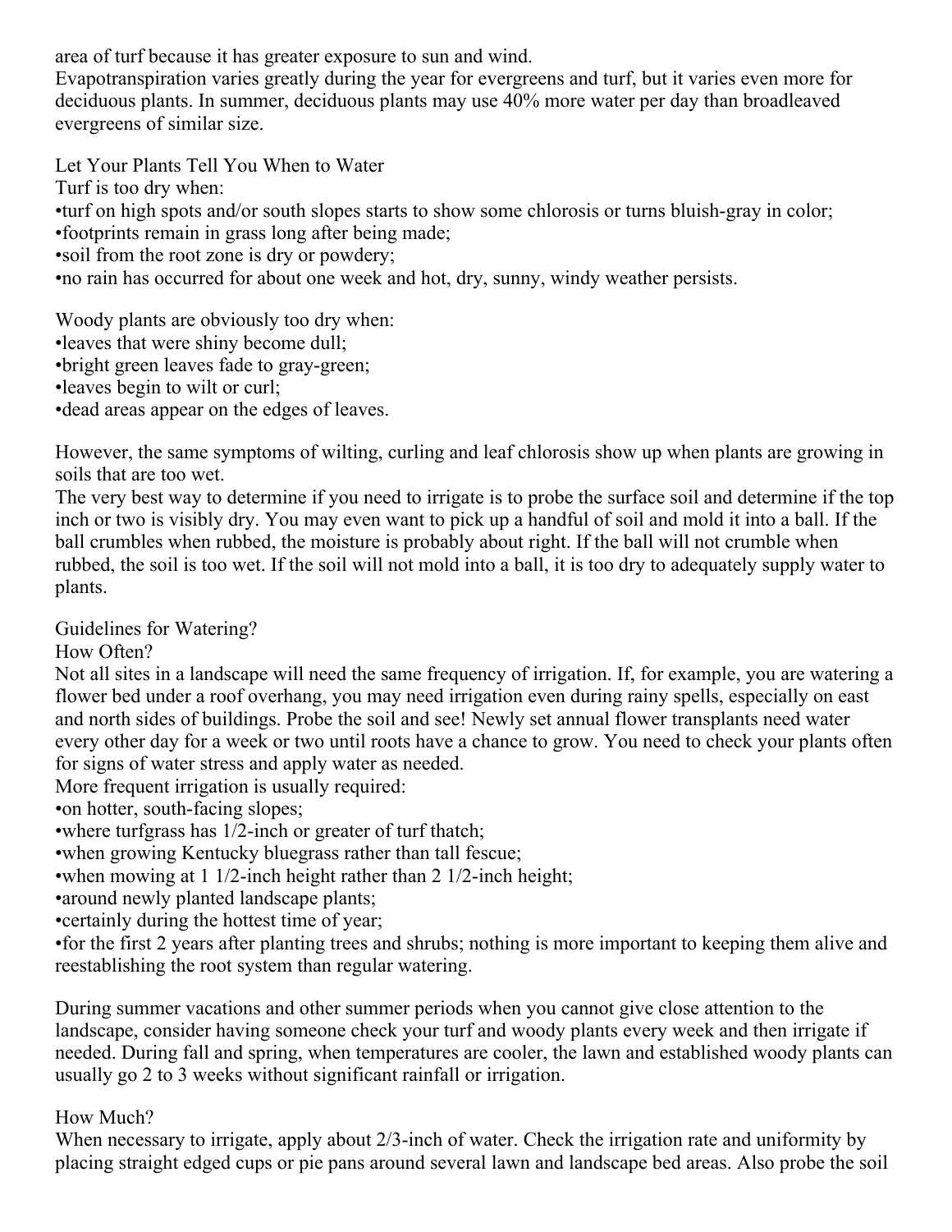area of turf because it has greater exposure to sun and wind.

Evapotranspiration varies greatly during the year for evergreens and turf, but it varies even more for deciduous plants. In summer, deciduous plants may use 40% more water per day than broadleaved evergreens of similar size.

## Let Your Plants Tell You When to Water

Turf is too dry when:

- turf on high spots and/or south slopes starts to show some chlorosis or turns bluish-gray in color;
- footprints remain in grass long after being made;
- soil from the root zone is dry or powdery;
- no rain has occurred for about one week and hot, dry, sunny, windy weather persists.

Woody plants are obviously too dry when:

- leaves that were shiny become dull;
- bright green leaves fade to gray-green;
- leaves begin to wilt or curl;
- dead areas appear on the edges of leaves.

However, the same symptoms of wilting, curling and leaf chlorosis show up when plants are growing in soils that are too wet.

The very best way to determine if you need to irrigate is to probe the surface soil and determine if the top inch or two is visibly dry. You may even want to pick up a handful of soil and mold it into a ball. If the ball crumbles when rubbed, the moisture is probably about right. If the ball will not crumble when rubbed, the soil is too wet. If the soil will not mold into a ball, it is too dry to adequately supply water to plants.

## Guidelines for Watering?

### How Often?

Not all sites in a landscape will need the same frequency of irrigation. If, for example, you are watering a flower bed under a roof overhang, you may need irrigation even during rainy spells, especially on east and north sides of buildings. Probe the soil and see! Newly set annual flower transplants need water every other day for a week or two until roots have a chance to grow. You need to check your plants often for signs of water stress and apply water as needed.

More frequent irrigation is usually required:

- on hotter, south-facing slopes;
- where turfgrass has 1/2-inch or greater of turf thatch;
- when growing Kentucky bluegrass rather than tall fescue;
- when mowing at 1 1/2-inch height rather than 2 1/2-inch height;
- around newly planted landscape plants;
- certainly during the hottest time of year;
- for the first 2 years after planting trees and shrubs; nothing is more important to keeping them alive and reestablishing the root system than regular watering.

During summer vacations and other summer periods when you cannot give close attention to the landscape, consider having someone check your turf and woody plants every week and then irrigate if needed. During fall and spring, when temperatures are cooler, the lawn and established woody plants can usually go 2 to 3 weeks without significant rainfall or irrigation.

### How Much?

When necessary to irrigate, apply about 2/3-inch of water. Check the irrigation rate and uniformity by placing straight edged cups or pie pans around several lawn and landscape bed areas. Also probe the soil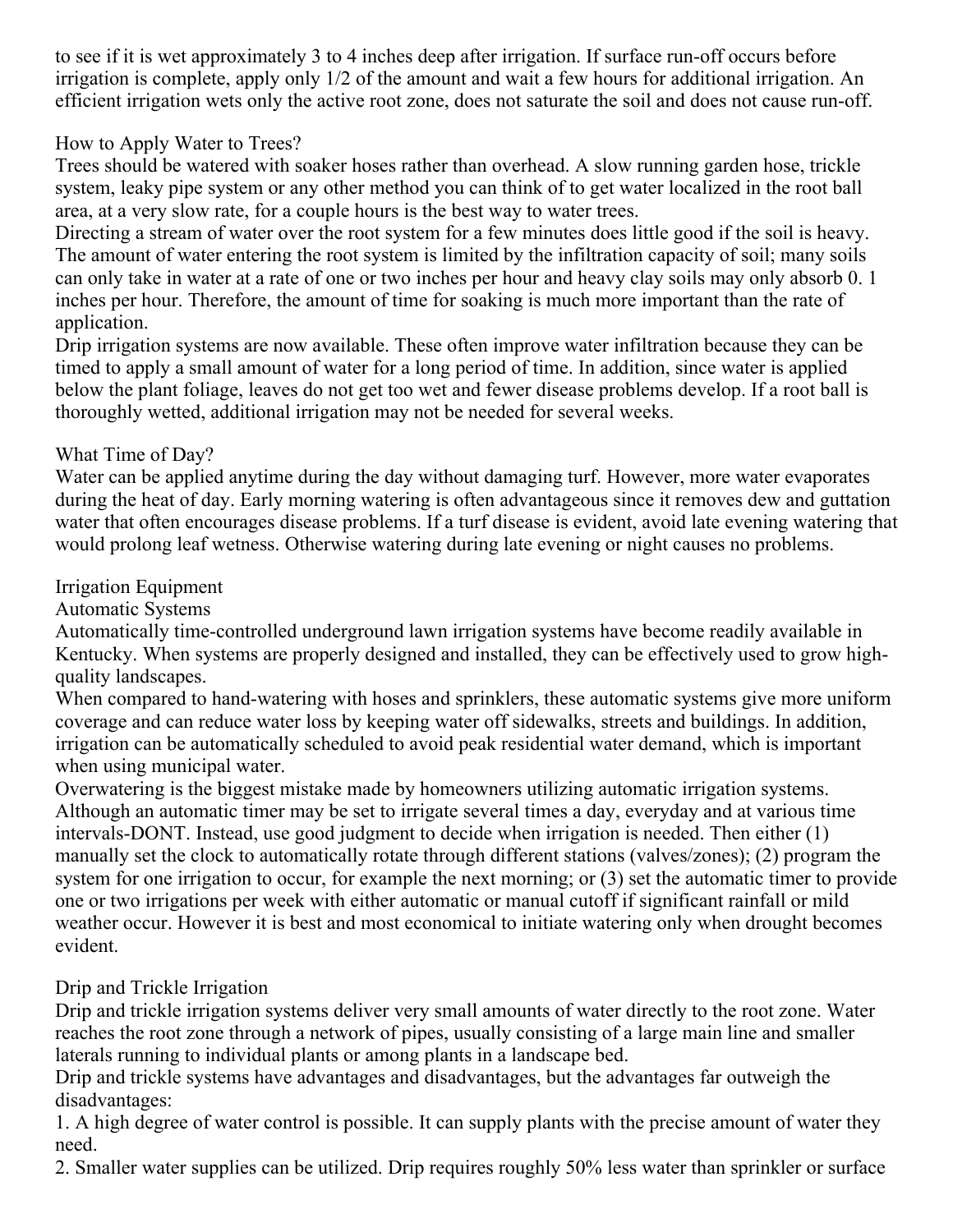to see if it is wet approximately 3 to 4 inches deep after irrigation. If surface run-off occurs before irrigation is complete, apply only 1/2 of the amount and wait a few hours for additional irrigation. An efficient irrigation wets only the active root zone, does not saturate the soil and does not cause run-off.

## How to Apply Water to Trees?

Trees should be watered with soaker hoses rather than overhead. A slow running garden hose, trickle system, leaky pipe system or any other method you can think of to get water localized in the root ball area, at a very slow rate, for a couple hours is the best way to water trees.

Directing a stream of water over the root system for a few minutes does little good if the soil is heavy. The amount of water entering the root system is limited by the infiltration capacity of soil; many soils can only take in water at a rate of one or two inches per hour and heavy clay soils may only absorb 0. 1 inches per hour. Therefore, the amount of time for soaking is much more important than the rate of application.

Drip irrigation systems are now available. These often improve water infiltration because they can be timed to apply a small amount of water for a long period of time. In addition, since water is applied below the plant foliage, leaves do not get too wet and fewer disease problems develop. If a root ball is thoroughly wetted, additional irrigation may not be needed for several weeks.

## What Time of Day?

Water can be applied anytime during the day without damaging turf. However, more water evaporates during the heat of day. Early morning watering is often advantageous since it removes dew and guttation water that often encourages disease problems. If a turf disease is evident, avoid late evening watering that would prolong leaf wetness. Otherwise watering during late evening or night causes no problems.

## Irrigation Equipment

### Automatic Systems

Automatically time-controlled underground lawn irrigation systems have become readily available in Kentucky. When systems are properly designed and installed, they can be effectively used to grow high-quality landscapes.

When compared to hand-watering with hoses and sprinklers, these automatic systems give more uniform coverage and can reduce water loss by keeping water off sidewalks, streets and buildings. In addition, irrigation can be automatically scheduled to avoid peak residential water demand, which is important when using municipal water.

Overwatering is the biggest mistake made by homeowners utilizing automatic irrigation systems. Although an automatic timer may be set to irrigate several times a day, everyday and at various time intervals-DONT. Instead, use good judgment to decide when irrigation is needed. Then either (1) manually set the clock to automatically rotate through different stations (valves/zones); (2) program the system for one irrigation to occur, for example the next morning; or (3) set the automatic timer to provide one or two irrigations per week with either automatic or manual cutoff if significant rainfall or mild weather occur. However it is best and most economical to initiate watering only when drought becomes evident.

### Drip and Trickle Irrigation

Drip and trickle irrigation systems deliver very small amounts of water directly to the root zone. Water reaches the root zone through a network of pipes, usually consisting of a large main line and smaller laterals running to individual plants or among plants in a landscape bed.

Drip and trickle systems have advantages and disadvantages, but the advantages far outweigh the disadvantages:

1. A high degree of water control is possible. It can supply plants with the precise amount of water they need.
2. Smaller water supplies can be utilized. Drip requires roughly 50% less water than sprinkler or surface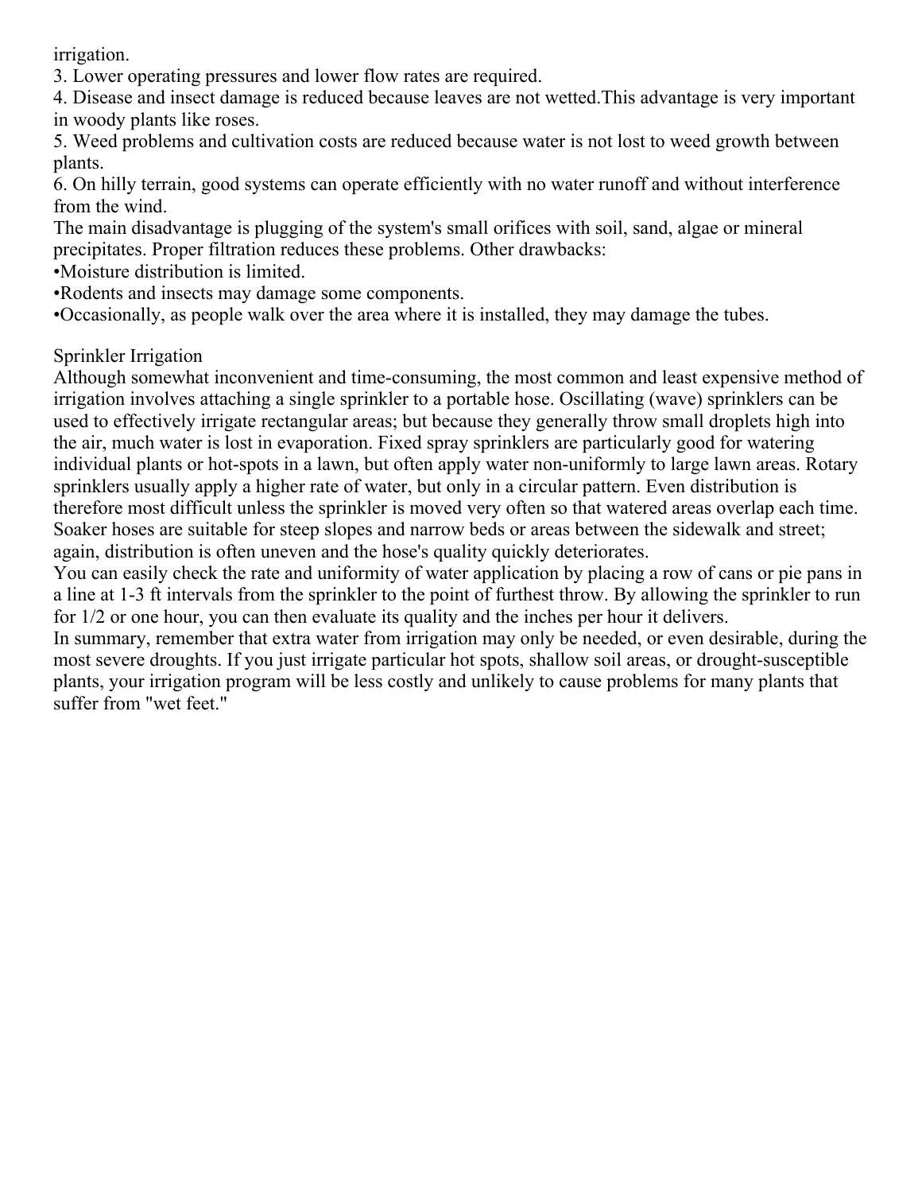irrigation.

3. Lower operating pressures and lower flow rates are required.
4. Disease and insect damage is reduced because leaves are not wetted.This advantage is very important in woody plants like roses.
5. Weed problems and cultivation costs are reduced because water is not lost to weed growth between plants.
6. On hilly terrain, good systems can operate efficiently with no water runoff and without interference from the wind.

The main disadvantage is plugging of the system's small orifices with soil, sand, algae or mineral precipitates. Proper filtration reduces these problems. Other drawbacks:

- Moisture distribution is limited.
- Rodents and insects may damage some components.
- Occasionally, as people walk over the area where it is installed, they may damage the tubes.

## Sprinkler Irrigation

Although somewhat inconvenient and time-consuming, the most common and least expensive method of irrigation involves attaching a single sprinkler to a portable hose. Oscillating (wave) sprinklers can be used to effectively irrigate rectangular areas; but because they generally throw small droplets high into the air, much water is lost in evaporation. Fixed spray sprinklers are particularly good for watering individual plants or hot-spots in a lawn, but often apply water non-uniformly to large lawn areas. Rotary sprinklers usually apply a higher rate of water, but only in a circular pattern. Even distribution is therefore most difficult unless the sprinkler is moved very often so that watered areas overlap each time. Soaker hoses are suitable for steep slopes and narrow beds or areas between the sidewalk and street; again, distribution is often uneven and the hose's quality quickly deteriorates.

You can easily check the rate and uniformity of water application by placing a row of cans or pie pans in a line at 1-3 ft intervals from the sprinkler to the point of furthest throw. By allowing the sprinkler to run for 1/2 or one hour, you can then evaluate its quality and the inches per hour it delivers.

In summary, remember that extra water from irrigation may only be needed, or even desirable, during the most severe droughts. If you just irrigate particular hot spots, shallow soil areas, or drought-susceptible plants, your irrigation program will be less costly and unlikely to cause problems for many plants that suffer from "wet feet."